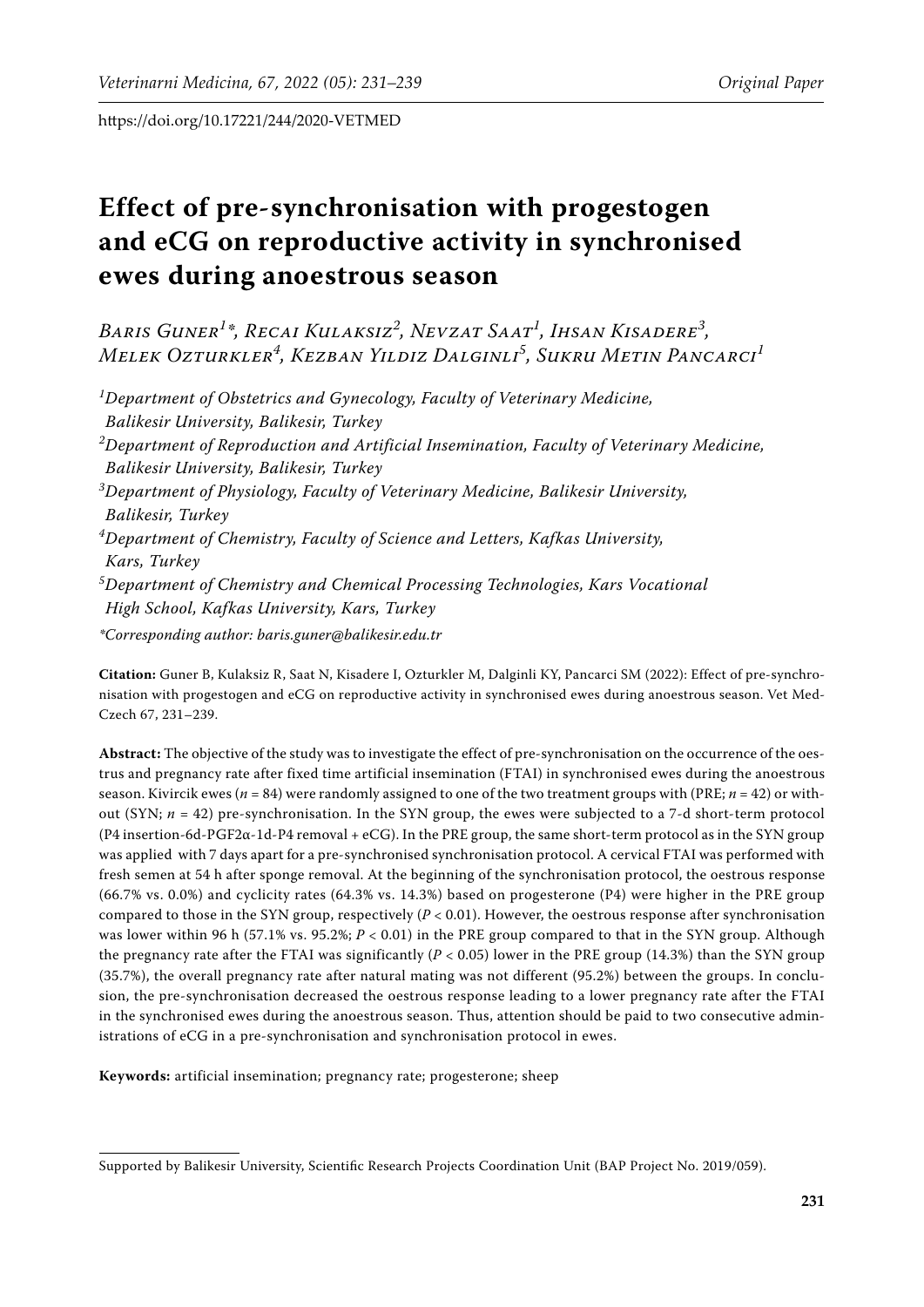https://doi.org/10.17221/244/2020-VETMED

# Effect of pre-synchronisation with progestogen and eCG on reproductive activity in synchronised ewes during anoestrous season

*Baris Guner[1]\*, Recai Kulaksiz[2], Nevzat Saat[1], Ihsan Kisadere[3], Melek Ozturkler[4], Kezban Yildiz Dalginli[5], Sukru Metin Pancarci[1]*

[1]*Department of Obstetrics and Gynecology, Faculty of Veterinary Medicine, Balikesir University, Balikesir, Turkey*

[2]*Department of Reproduction and Artificial Insemination, Faculty of Veterinary Medicine, Balikesir University, Balikesir, Turkey*

[3]*Department of Physiology, Faculty of Veterinary Medicine, Balikesir University, Balikesir, Turkey*

[4]*Department of Chemistry, Faculty of Science and Letters, Kafkas University, Kars, Turkey*

[5]*Department of Chemistry and Chemical Processing Technologies, Kars Vocational High School, Kafkas University, Kars, Turkey*

*\*Corresponding author: baris.guner@balikesir.edu.tr*

**Citation:** Guner B, Kulaksiz R, Saat N, Kisadere I, Ozturkler M, Dalginli KY, Pancarci SM (2022): Effect of pre-synchronisation with progestogen and eCG on reproductive activity in synchronised ewes during anoestrous season. Vet Med-Czech 67, 231–239.

**Abstract:** The objective of the study was to investigate the effect of pre-synchronisation on the occurrence of the oestrus and pregnancy rate after fixed time artificial insemination (FTAI) in synchronised ewes during the anoestrous season. Kivircik ewes ($n$ = 84) were randomly assigned to one of the two treatment groups with (PRE; $n$ = 42) or without (SYN; $n$ = 42) pre-synchronisation. In the SYN group, the ewes were subjected to a 7-d short-term protocol (P4 insertion-6d-PGF2α-1d-P4 removal + eCG). In the PRE group, the same short-term protocol as in the SYN group was applied with 7 days apart for a pre-synchronised synchronisation protocol. A cervical FTAI was performed with fresh semen at 54 h after sponge removal. At the beginning of the synchronisation protocol, the oestrous response (66.7% vs. 0.0%) and cyclicity rates (64.3% vs. 14.3%) based on progesterone (P4) were higher in the PRE group compared to those in the SYN group, respectively ($P$ < 0.01). However, the oestrous response after synchronisation was lower within 96 h (57.1% vs. 95.2%; $P$ < 0.01) in the PRE group compared to that in the SYN group. Although the pregnancy rate after the FTAI was significantly ($P$ < 0.05) lower in the PRE group (14.3%) than the SYN group (35.7%), the overall pregnancy rate after natural mating was not different (95.2%) between the groups. In conclusion, the pre-synchronisation decreased the oestrous response leading to a lower pregnancy rate after the FTAI in the synchronised ewes during the anoestrous season. Thus, attention should be paid to two consecutive administrations of eCG in a pre-synchronisation and synchronisation protocol in ewes.

**Keywords:** artificial insemination; pregnancy rate; progesterone; sheep

---

Supported by Balikesir University, Scientific Research Projects Coordination Unit (BAP Project No. 2019/059).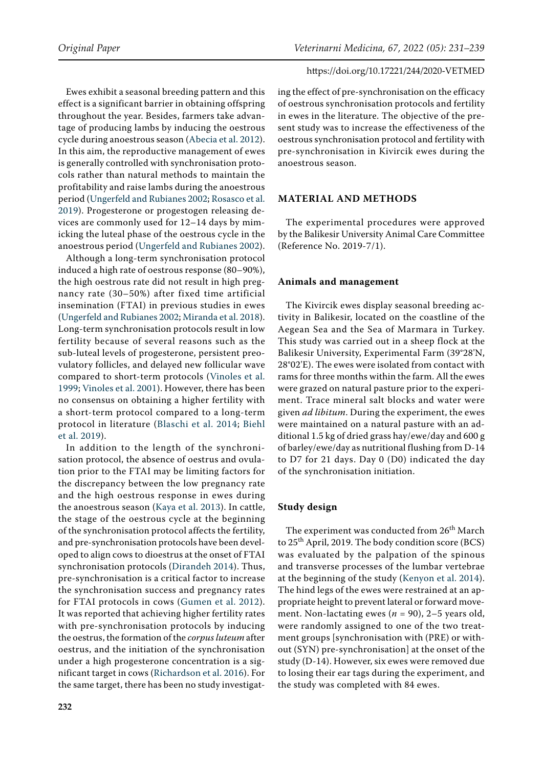Ewes exhibit a seasonal breeding pattern and this effect is a significant barrier in obtaining offspring throughout the year. Besides, farmers take advantage of producing lambs by inducing the oestrous cycle during anoestrous season (Abecia et al. 2012). In this aim, the reproductive management of ewes is generally controlled with synchronisation protocols rather than natural methods to maintain the profitability and raise lambs during the anoestrous period (Ungerfeld and Rubianes 2002; Rosasco et al. 2019). Progesterone or progestogen releasing devices are commonly used for 12–14 days by mimicking the luteal phase of the oestrous cycle in the anoestrous period (Ungerfeld and Rubianes 2002).

Although a long-term synchronisation protocol induced a high rate of oestrous response (80–90%), the high oestrous rate did not result in high pregnancy rate (30–50%) after fixed time artificial insemination (FTAI) in previous studies in ewes (Ungerfeld and Rubianes 2002; Miranda et al. 2018). Long-term synchronisation protocols result in low fertility because of several reasons such as the sub-luteal levels of progesterone, persistent preovulatory follicles, and delayed new follicular wave compared to short-term protocols (Vinoles et al. 1999; Vinoles et al. 2001). However, there has been no consensus on obtaining a higher fertility with a short-term protocol compared to a long-term protocol in literature (Blaschi et al. 2014; Biehl et al. 2019).

In addition to the length of the synchronisation protocol, the absence of oestrus and ovulation prior to the FTAI may be limiting factors for the discrepancy between the low pregnancy rate and the high oestrous response in ewes during the anoestrous season (Kaya et al. 2013). In cattle, the stage of the oestrous cycle at the beginning of the synchronisation protocol affects the fertility, and pre-synchronisation protocols have been developed to align cows to dioestrus at the onset of FTAI synchronisation protocols (Dirandeh 2014). Thus, pre-synchronisation is a critical factor to increase the synchronisation success and pregnancy rates for FTAI protocols in cows (Gumen et al. 2012). It was reported that achieving higher fertility rates with pre-synchronisation protocols by inducing the oestrus, the formation of the *corpus luteum* after oestrus, and the initiation of the synchronisation under a high progesterone concentration is a significant target in cows (Richardson et al. 2016). For the same target, there has been no study investigating the effect of pre-synchronisation on the efficacy of oestrous synchronisation protocols and fertility in ewes in the literature. The objective of the present study was to increase the effectiveness of the oestrous synchronisation protocol and fertility with pre-synchronisation in Kivircik ewes during the anoestrous season.

## MATERIAL AND METHODS

The experimental procedures were approved by the Balikesir University Animal Care Committee (Reference No. 2019-7/1).

### Animals and management

The Kivircik ewes display seasonal breeding activity in Balikesir, located on the coastline of the Aegean Sea and the Sea of Marmara in Turkey. This study was carried out in a sheep flock at the Balikesir University, Experimental Farm (39°28'N, 28°02'E). The ewes were isolated from contact with rams for three months within the farm. All the ewes were grazed on natural pasture prior to the experiment. Trace mineral salt blocks and water were given *ad libitum*. During the experiment, the ewes were maintained on a natural pasture with an additional 1.5 kg of dried grass hay/ewe/day and 600 g of barley/ewe/day as nutritional flushing from D-14 to D7 for 21 days. Day 0 (D0) indicated the day of the synchronisation initiation.

### Study design

The experiment was conducted from 26th March to 25th April, 2019. The body condition score (BCS) was evaluated by the palpation of the spinous and transverse processes of the lumbar vertebrae at the beginning of the study (Kenyon et al. 2014). The hind legs of the ewes were restrained at an appropriate height to prevent lateral or forward movement. Non-lactating ewes ($n$ = 90), 2–5 years old, were randomly assigned to one of the two treatment groups [synchronisation with (PRE) or without (SYN) pre-synchronisation] at the onset of the study (D-14). However, six ewes were removed due to losing their ear tags during the experiment, and the study was completed with 84 ewes.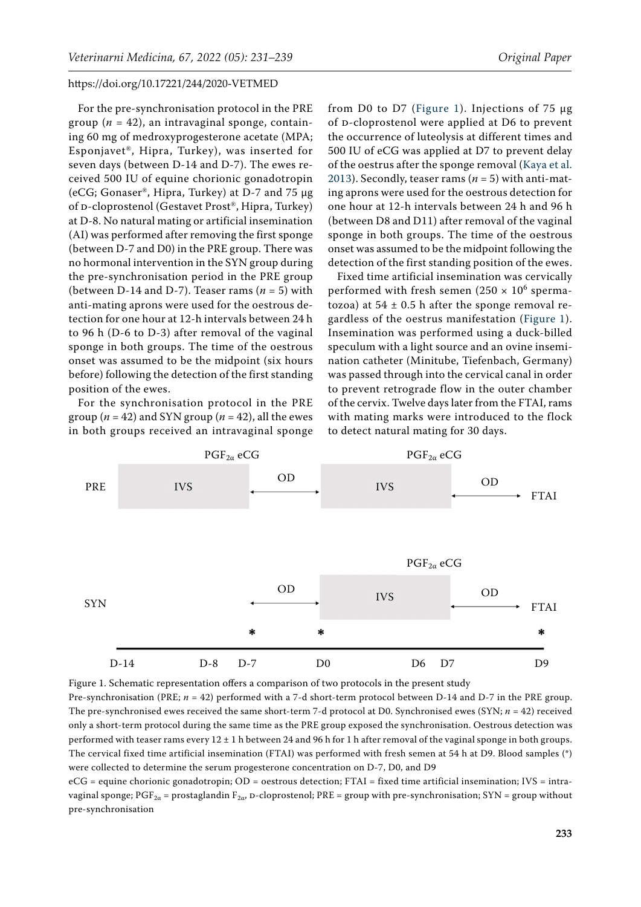For the pre-synchronisation protocol in the PRE group ($n = 42$), an intravaginal sponge, containing 60 mg of medroxyprogesterone acetate (MPA; Esponjavet®, Hipra, Turkey), was inserted for seven days (between D-14 and D-7). The ewes received 500 IU of equine chorionic gonadotropin (eCG; Gonaser®, Hipra, Turkey) at D-7 and 75 µg of D-cloprostenol (Gestavet Prost®, Hipra, Turkey) at D-8. No natural mating or artificial insemination (AI) was performed after removing the first sponge (between D-7 and D0) in the PRE group. There was no hormonal intervention in the SYN group during the pre-synchronisation period in the PRE group (between D-14 and D-7). Teaser rams ($n = 5$) with anti-mating aprons were used for the oestrous detection for one hour at 12-h intervals between 24 h to 96 h (D-6 to D-3) after removal of the vaginal sponge in both groups. The time of the oestrous onset was assumed to be the midpoint (six hours before) following the detection of the first standing position of the ewes.

For the synchronisation protocol in the PRE group ($n = 42$) and SYN group ($n = 42$), all the ewes in both groups received an intravaginal sponge from D0 to D7 (Figure 1). Injections of 75 µg of D-cloprostenol were applied at D6 to prevent the occurrence of luteolysis at different times and 500 IU of eCG was applied at D7 to prevent delay of the oestrus after the sponge removal (Kaya et al. 2013). Secondly, teaser rams ($n = 5$) with anti-mating aprons were used for the oestrous detection for one hour at 12-h intervals between 24 h and 96 h (between D8 and D11) after removal of the vaginal sponge in both groups. The time of the oestrous onset was assumed to be the midpoint following the detection of the first standing position of the ewes.

Fixed time artificial insemination was cervically performed with fresh semen ($250 \times 10^6$ spermatozoa) at $54 \pm 0.5$ h after the sponge removal regardless of the oestrus manifestation (Figure 1). Insemination was performed using a duck-billed speculum with a light source and an ovine insemination catheter (Minitube, Tiefenbach, Germany) was passed through into the cervical canal in order to prevent retrograde flow in the outer chamber of the cervix. Twelve days later from the FTAI, rams with mating marks were introduced to the flock to detect natural mating for 30 days.

Figure 1. Schematic representation offers a comparison of two protocols in the present study

Pre-synchronisation (PRE; $n = 42$) performed with a 7-d short-term protocol between D-14 and D-7 in the PRE group. The pre-synchronised ewes received the same short-term 7-d protocol at D0. Synchronised ewes (SYN; $n = 42$) received only a short-term protocol during the same time as the PRE group exposed the synchronisation. Oestrous detection was performed with teaser rams every $12 \pm 1$ h between 24 and 96 h for 1 h after removal of the vaginal sponge in both groups. The cervical fixed time artificial insemination (FTAI) was performed with fresh semen at 54 h at D9. Blood samples (*) were collected to determine the serum progesterone concentration on D-7, D0, and D9

eCG = equine chorionic gonadotropin; OD = oestrous detection; FTAI = fixed time artificial insemination; IVS = intravaginal sponge; $PGF_{2\alpha}$ = prostaglandin $F_{2\alpha}$, D-cloprostenol; PRE = group with pre-synchronisation; SYN = group without pre-synchronisation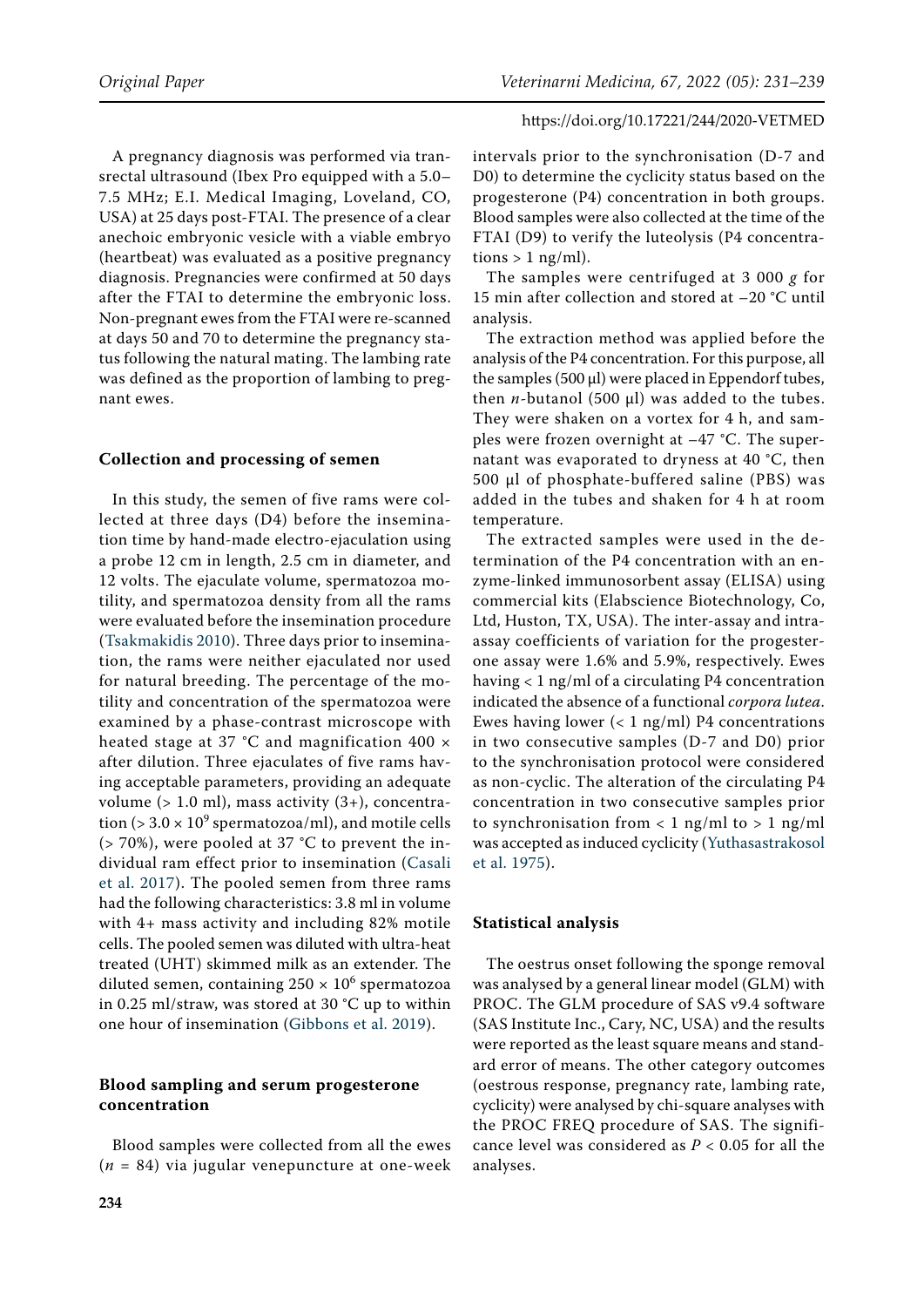A pregnancy diagnosis was performed via transrectal ultrasound (Ibex Pro equipped with a 5.0–7.5 MHz; E.I. Medical Imaging, Loveland, CO, USA) at 25 days post-FTAI. The presence of a clear anechoic embryonic vesicle with a viable embryo (heartbeat) was evaluated as a positive pregnancy diagnosis. Pregnancies were confirmed at 50 days after the FTAI to determine the embryonic loss. Non-pregnant ewes from the FTAI were re-scanned at days 50 and 70 to determine the pregnancy status following the natural mating. The lambing rate was defined as the proportion of lambing to pregnant ewes.

### Collection and processing of semen

In this study, the semen of five rams were collected at three days (D4) before the insemination time by hand-made electro-ejaculation using a probe 12 cm in length, 2.5 cm in diameter, and 12 volts. The ejaculate volume, spermatozoa motility, and spermatozoa density from all the rams were evaluated before the insemination procedure (Tsakmakidis 2010). Three days prior to insemination, the rams were neither ejaculated nor used for natural breeding. The percentage of the motility and concentration of the spermatozoa were examined by a phase-contrast microscope with heated stage at 37 °C and magnification 400 × after dilution. Three ejaculates of five rams having acceptable parameters, providing an adequate volume (> 1.0 ml), mass activity (3+), concentration ($> 3.0 \times 10^9$ spermatozoa/ml), and motile cells (> 70%), were pooled at 37 °C to prevent the individual ram effect prior to insemination (Casali et al. 2017). The pooled semen from three rams had the following characteristics: 3.8 ml in volume with 4+ mass activity and including 82% motile cells. The pooled semen was diluted with ultra-heat treated (UHT) skimmed milk as an extender. The diluted semen, containing $250 \times 10^6$ spermatozoa in 0.25 ml/straw, was stored at 30 °C up to within one hour of insemination (Gibbons et al. 2019).

### Blood sampling and serum progesterone concentration

Blood samples were collected from all the ewes ($n$ = 84) via jugular venepuncture at one-week intervals prior to the synchronisation (D-7 and D0) to determine the cyclicity status based on the progesterone (P4) concentration in both groups. Blood samples were also collected at the time of the FTAI (D9) to verify the luteolysis (P4 concentrations > 1 ng/ml).

The samples were centrifuged at 3 000 *g* for 15 min after collection and stored at –20 °C until analysis.

The extraction method was applied before the analysis of the P4 concentration. For this purpose, all the samples (500 µl) were placed in Eppendorf tubes, then *n*-butanol (500 µl) was added to the tubes. They were shaken on a vortex for 4 h, and samples were frozen overnight at –47 °C. The supernatant was evaporated to dryness at 40 °C, then 500 µl of phosphate-buffered saline (PBS) was added in the tubes and shaken for 4 h at room temperature.

The extracted samples were used in the determination of the P4 concentration with an enzyme-linked immunosorbent assay (ELISA) using commercial kits (Elabscience Biotechnology, Co, Ltd, Huston, TX, USA). The inter-assay and intra-assay coefficients of variation for the progesterone assay were 1.6% and 5.9%, respectively. Ewes having < 1 ng/ml of a circulating P4 concentration indicated the absence of a functional *corpora lutea*. Ewes having lower (< 1 ng/ml) P4 concentrations in two consecutive samples (D-7 and D0) prior to the synchronisation protocol were considered as non-cyclic. The alteration of the circulating P4 concentration in two consecutive samples prior to synchronisation from < 1 ng/ml to > 1 ng/ml was accepted as induced cyclicity (Yuthasastrakosol et al. 1975).

### Statistical analysis

The oestrus onset following the sponge removal was analysed by a general linear model (GLM) with PROC. The GLM procedure of SAS v9.4 software (SAS Institute Inc., Cary, NC, USA) and the results were reported as the least square means and standard error of means. The other category outcomes (oestrous response, pregnancy rate, lambing rate, cyclicity) were analysed by chi-square analyses with the PROC FREQ procedure of SAS. The significance level was considered as $P < 0.05$ for all the analyses.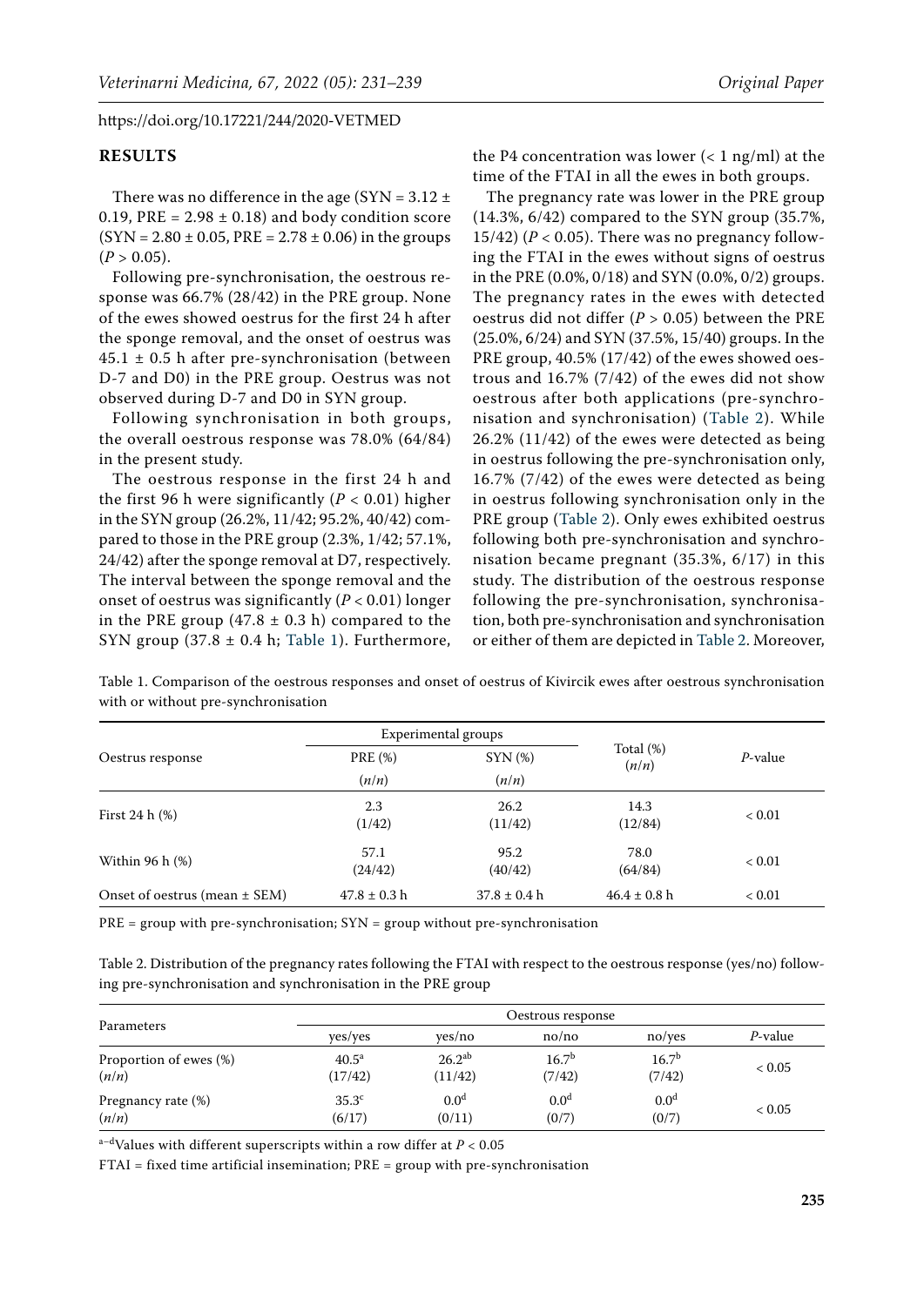https://doi.org/10.17221/244/2020-VETMED

## RESULTS

There was no difference in the age (SYN = 3.12 ± 0.19, PRE = 2.98 ± 0.18) and body condition score (SYN = 2.80 ± 0.05, PRE = 2.78 ± 0.06) in the groups ($P > 0.05$).

Following pre-synchronisation, the oestrous response was 66.7% (28/42) in the PRE group. None of the ewes showed oestrus for the first 24 h after the sponge removal, and the onset of oestrus was 45.1 ± 0.5 h after pre-synchronisation (between D-7 and D0) in the PRE group. Oestrus was not observed during D-7 and D0 in SYN group.

Following synchronisation in both groups, the overall oestrous response was 78.0% (64/84) in the present study.

The oestrous response in the first 24 h and the first 96 h were significantly ($P < 0.01$) higher in the SYN group (26.2%, 11/42; 95.2%, 40/42) compared to those in the PRE group (2.3%, 1/42; 57.1%, 24/42) after the sponge removal at D7, respectively. The interval between the sponge removal and the onset of oestrus was significantly ($P < 0.01$) longer in the PRE group (47.8 ± 0.3 h) compared to the SYN group (37.8 ± 0.4 h; Table 1). Furthermore, the P4 concentration was lower (< 1 ng/ml) at the time of the FTAI in all the ewes in both groups.

The pregnancy rate was lower in the PRE group (14.3%, 6/42) compared to the SYN group (35.7%, 15/42) ($P < 0.05$). There was no pregnancy following the FTAI in the ewes without signs of oestrus in the PRE (0.0%, 0/18) and SYN (0.0%, 0/2) groups. The pregnancy rates in the ewes with detected oestrus did not differ ($P > 0.05$) between the PRE (25.0%, 6/24) and SYN (37.5%, 15/40) groups. In the PRE group, 40.5% (17/42) of the ewes showed oestrous and 16.7% (7/42) of the ewes did not show oestrous after both applications (pre-synchronisation and synchronisation) (Table 2). While 26.2% (11/42) of the ewes were detected as being in oestrus following the pre-synchronisation only, 16.7% (7/42) of the ewes were detected as being in oestrus following synchronisation only in the PRE group (Table 2). Only ewes exhibited oestrus following both pre-synchronisation and synchronisation became pregnant (35.3%, 6/17) in this study. The distribution of the oestrous response following the pre-synchronisation, synchronisation, both pre-synchronisation and synchronisation or either of them are depicted in Table 2. Moreover,

Table 1. Comparison of the oestrous responses and onset of oestrus of Kivircik ewes after oestrous synchronisation with or without pre-synchronisation

| Oestrus response | Experimental groups | | Total (%) (n/n) | P-value |
|---|---|---|---|---|
| | PRE (%) (n/n) | SYN (%) (n/n) | | |
| First 24 h (%) | 2.3 (1/42) | 26.2 (11/42) | 14.3 (12/84) | < 0.01 |
| Within 96 h (%) | 57.1 (24/42) | 95.2 (40/42) | 78.0 (64/84) | < 0.01 |
| Onset of oestrus (mean ± SEM) | 47.8 ± 0.3 h | 37.8 ± 0.4 h | 46.4 ± 0.8 h | < 0.01 |

PRE = group with pre-synchronisation; SYN = group without pre-synchronisation

Table 2. Distribution of the pregnancy rates following the FTAI with respect to the oestrous response (yes/no) following pre-synchronisation and synchronisation in the PRE group

| Parameters | Oestrous response | | | | |
|---|---|---|---|---|---|
| | yes/yes | yes/no | no/no | no/yes | P-value |
| Proportion of ewes (%) (n/n) | $40.5^{a}$ (17/42) | $26.2^{ab}$ (11/42) | $16.7^{b}$ (7/42) | $16.7^{b}$ (7/42) | < 0.05 |
| Pregnancy rate (%) (n/n) | $35.3^{c}$ (6/17) | $0.0^{d}$ (0/11) | $0.0^{d}$ (0/7) | $0.0^{d}$ (0/7) | < 0.05 |

$^{a-d}$Values with different superscripts within a row differ at $P < 0.05$

FTAI = fixed time artificial insemination; PRE = group with pre-synchronisation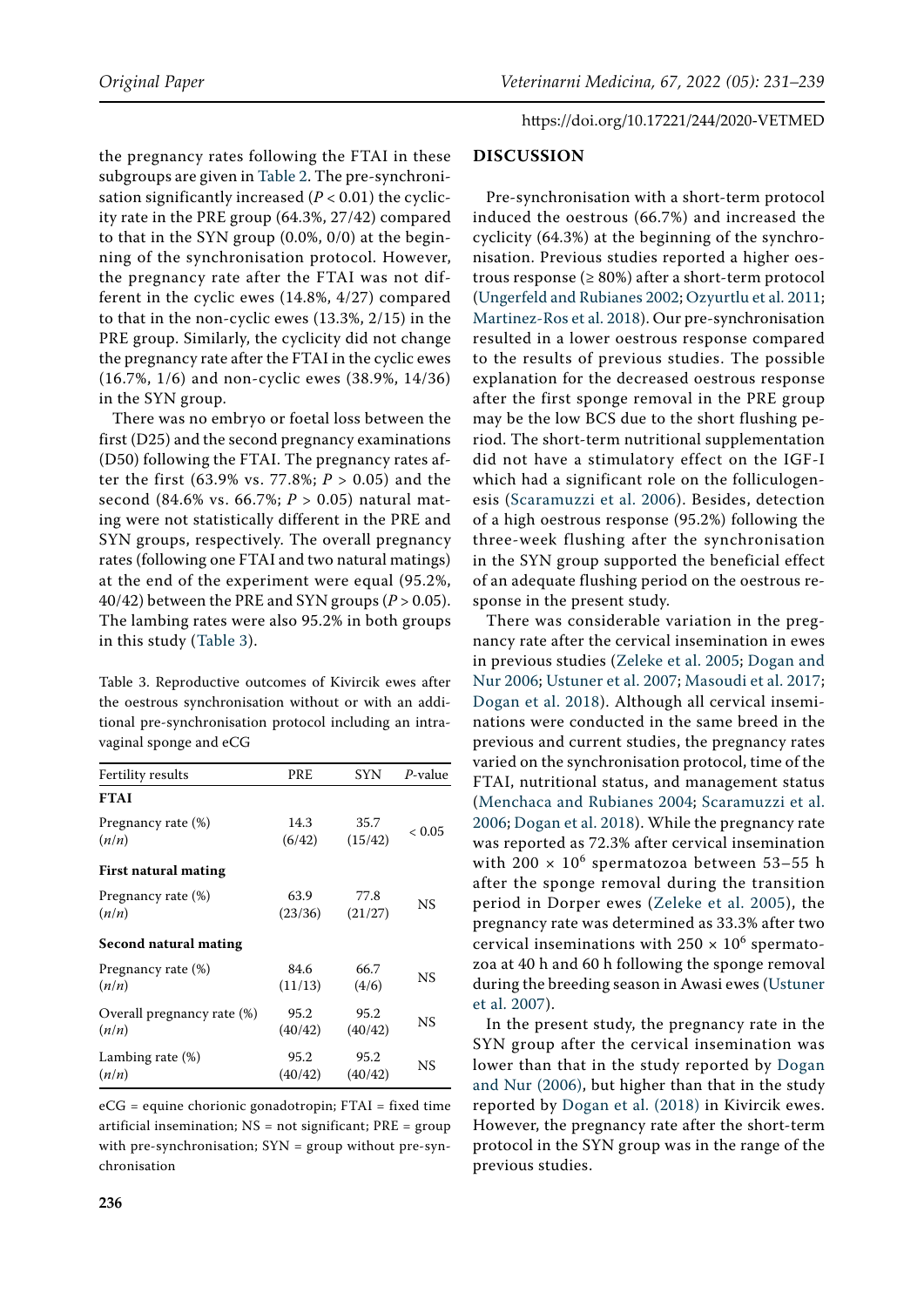the pregnancy rates following the FTAI in these subgroups are given in Table 2. The pre-synchronisation significantly increased ($P < 0.01$) the cyclicity rate in the PRE group (64.3%, 27/42) compared to that in the SYN group (0.0%, 0/0) at the beginning of the synchronisation protocol. However, the pregnancy rate after the FTAI was not different in the cyclic ewes (14.8%, 4/27) compared to that in the non-cyclic ewes (13.3%, 2/15) in the PRE group. Similarly, the cyclicity did not change the pregnancy rate after the FTAI in the cyclic ewes (16.7%, 1/6) and non-cyclic ewes (38.9%, 14/36) in the SYN group.

There was no embryo or foetal loss between the first (D25) and the second pregnancy examinations (D50) following the FTAI. The pregnancy rates after the first (63.9% vs. 77.8%; $P > 0.05$) and the second (84.6% vs. 66.7%; $P > 0.05$) natural mating were not statistically different in the PRE and SYN groups, respectively. The overall pregnancy rates (following one FTAI and two natural matings) at the end of the experiment were equal (95.2%, 40/42) between the PRE and SYN groups ($P > 0.05$). The lambing rates were also 95.2% in both groups in this study (Table 3).

Table 3. Reproductive outcomes of Kivircik ewes after the oestrous synchronisation without or with an additional pre-synchronisation protocol including an intravaginal sponge and eCG

| Fertility results | PRE | SYN | *P*-value |
|---|---|---|---|
| **FTAI** | | | |
| Pregnancy rate (%) (*n*/*n*) | 14.3 (6/42) | 35.7 (15/42) | < 0.05 |
| **First natural mating** | | | |
| Pregnancy rate (%) (*n*/*n*) | 63.9 (23/36) | 77.8 (21/27) | NS |
| **Second natural mating** | | | |
| Pregnancy rate (%) (*n*/*n*) | 84.6 (11/13) | 66.7 (4/6) | NS |
| Overall pregnancy rate (%) (*n*/*n*) | 95.2 (40/42) | 95.2 (40/42) | NS |
| Lambing rate (%) (*n*/*n*) | 95.2 (40/42) | 95.2 (40/42) | NS |

eCG = equine chorionic gonadotropin; FTAI = fixed time artificial insemination; NS = not significant; PRE = group with pre-synchronisation; SYN = group without pre-synchronisation

## DISCUSSION

Pre-synchronisation with a short-term protocol induced the oestrous (66.7%) and increased the cyclicity (64.3%) at the beginning of the synchronisation. Previous studies reported a higher oestrous response (≥ 80%) after a short-term protocol (Ungerfeld and Rubianes 2002; Ozyurtlu et al. 2011; Martinez-Ros et al. 2018). Our pre-synchronisation resulted in a lower oestrous response compared to the results of previous studies. The possible explanation for the decreased oestrous response after the first sponge removal in the PRE group may be the low BCS due to the short flushing period. The short-term nutritional supplementation did not have a stimulatory effect on the IGF-I which had a significant role on the folliculogenesis (Scaramuzzi et al. 2006). Besides, detection of a high oestrous response (95.2%) following the three-week flushing after the synchronisation in the SYN group supported the beneficial effect of an adequate flushing period on the oestrous response in the present study.

There was considerable variation in the pregnancy rate after the cervical insemination in ewes in previous studies (Zeleke et al. 2005; Dogan and Nur 2006; Ustuner et al. 2007; Masoudi et al. 2017; Dogan et al. 2018). Although all cervical inseminations were conducted in the same breed in the previous and current studies, the pregnancy rates varied on the synchronisation protocol, time of the FTAI, nutritional status, and management status (Menchaca and Rubianes 2004; Scaramuzzi et al. 2006; Dogan et al. 2018). While the pregnancy rate was reported as 72.3% after cervical insemination with $200 \times 10^6$ spermatozoa between 53–55 h after the sponge removal during the transition period in Dorper ewes (Zeleke et al. 2005), the pregnancy rate was determined as 33.3% after two cervical inseminations with $250 \times 10^6$ spermatozoa at 40 h and 60 h following the sponge removal during the breeding season in Awasi ewes (Ustuner et al. 2007).

In the present study, the pregnancy rate in the SYN group after the cervical insemination was lower than that in the study reported by Dogan and Nur (2006), but higher than that in the study reported by Dogan et al. (2018) in Kivircik ewes. However, the pregnancy rate after the short-term protocol in the SYN group was in the range of the previous studies.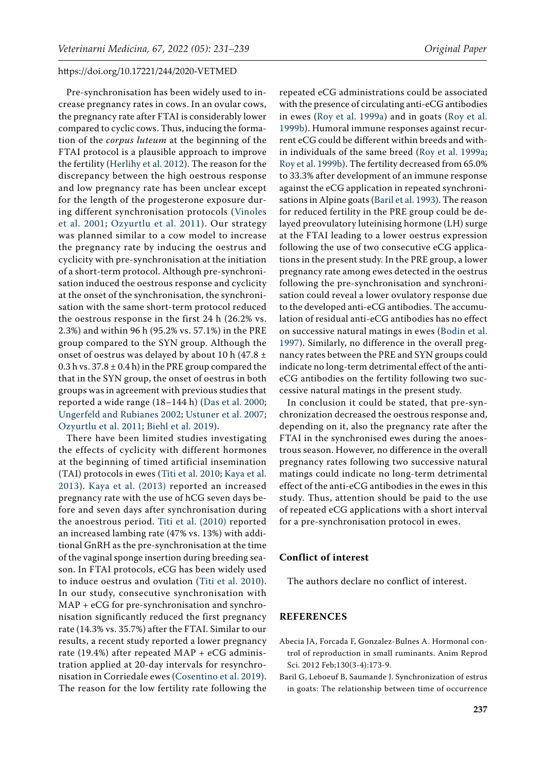Pre-synchronisation has been widely used to increase pregnancy rates in cows. In an ovular cows, the pregnancy rate after FTAI is considerably lower compared to cyclic cows. Thus, inducing the formation of the *corpus luteum* at the beginning of the FTAI protocol is a plausible approach to improve the fertility (Herlihy et al. 2012). The reason for the discrepancy between the high oestrous response and low pregnancy rate has been unclear except for the length of the progesterone exposure during different synchronisation protocols (Vinoles et al. 2001; Ozyurtlu et al. 2011). Our strategy was planned similar to a cow model to increase the pregnancy rate by inducing the oestrus and cyclicity with pre-synchronisation at the initiation of a short-term protocol. Although pre-synchronisation induced the oestrous response and cyclicity at the onset of the synchronisation, the synchronisation with the same short-term protocol reduced the oestrous response in the first 24 h (26.2% vs. 2.3%) and within 96 h (95.2% vs. 57.1%) in the PRE group compared to the SYN group. Although the onset of oestrus was delayed by about 10 h (47.8 ± 0.3 h vs. 37.8 ± 0.4 h) in the PRE group compared the that in the SYN group, the onset of oestrus in both groups was in agreement with previous studies that reported a wide range (18–144 h) (Das et al. 2000; Ungerfeld and Rubianes 2002; Ustuner et al. 2007; Ozyurtlu et al. 2011; Biehl et al. 2019).

There have been limited studies investigating the effects of cyclicity with different hormones at the beginning of timed artificial insemination (TAI) protocols in ewes (Titi et al. 2010; Kaya et al. 2013). Kaya et al. (2013) reported an increased pregnancy rate with the use of hCG seven days before and seven days after synchronisation during the anoestrous period. Titi et al. (2010) reported an increased lambing rate (47% vs. 13%) with additional GnRH as the pre-synchronisation at the time of the vaginal sponge insertion during breeding season. In FTAI protocols, eCG has been widely used to induce oestrus and ovulation (Titi et al. 2010). In our study, consecutive synchronisation with MAP + eCG for pre-synchronisation and synchronisation significantly reduced the first pregnancy rate (14.3% vs. 35.7%) after the FTAI. Similar to our results, a recent study reported a lower pregnancy rate (19.4%) after repeated MAP + eCG administration applied at 20-day intervals for resynchronisation in Corriedale ewes (Cosentino et al. 2019). The reason for the low fertility rate following the repeated eCG administrations could be associated with the presence of circulating anti-eCG antibodies in ewes (Roy et al. 1999a) and in goats (Roy et al. 1999b). Humoral immune responses against recurrent eCG could be different within breeds and within individuals of the same breed (Roy et al. 1999a; Roy et al. 1999b). The fertility decreased from 65.0% to 33.3% after development of an immune response against the eCG application in repeated synchronisations in Alpine goats (Baril et al. 1993). The reason for reduced fertility in the PRE group could be delayed preovulatory luteinising hormone (LH) surge at the FTAI leading to a lower oestrus expression following the use of two consecutive eCG applications in the present study. In the PRE group, a lower pregnancy rate among ewes detected in the oestrus following the pre-synchronisation and synchronisation could reveal a lower ovulatory response due to the developed anti-eCG antibodies. The accumulation of residual anti-eCG antibodies has no effect on successive natural matings in ewes (Bodin et al. 1997). Similarly, no difference in the overall pregnancy rates between the PRE and SYN groups could indicate no long-term detrimental effect of the anti-eCG antibodies on the fertility following two successive natural matings in the present study.

In conclusion it could be stated, that pre-synchronization decreased the oestrous response and, depending on it, also the pregnancy rate after the FTAI in the synchronised ewes during the anoestrous season. However, no difference in the overall pregnancy rates following two successive natural matings could indicate no long-term detrimental effect of the anti-eCG antibodies in the ewes in this study. Thus, attention should be paid to the use of repeated eCG applications with a short interval for a pre-synchronisation protocol in ewes.

## Conflict of interest

The authors declare no conflict of interest.

## REFERENCES

Abecia JA, Forcada F, Gonzalez-Bulnes A. Hormonal control of reproduction in small ruminants. Anim Reprod Sci. 2012 Feb;130(3-4):173-9.

Baril G, Leboeuf B, Saumande J. Synchronization of estrus in goats: The relationship between time of occurrence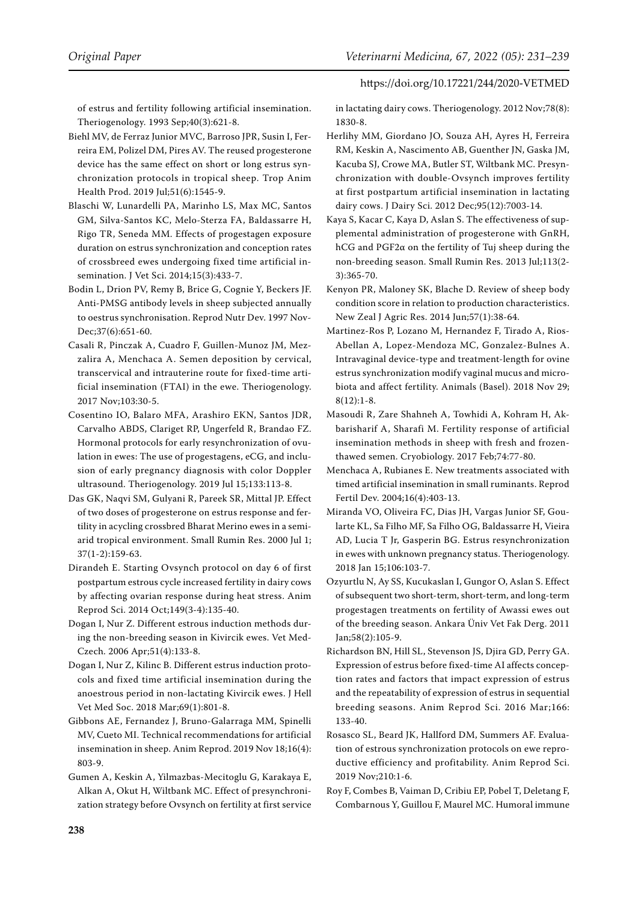of estrus and fertility following artificial insemination. Theriogenology. 1993 Sep;40(3):621-8.

Biehl MV, de Ferraz Junior MVC, Barroso JPR, Susin I, Ferreira EM, Polizel DM, Pires AV. The reused progesterone device has the same effect on short or long estrus synchronization protocols in tropical sheep. Trop Anim Health Prod. 2019 Jul;51(6):1545-9.

Blaschi W, Lunardelli PA, Marinho LS, Max MC, Santos GM, Silva-Santos KC, Melo-Sterza FA, Baldassarre H, Rigo TR, Seneda MM. Effects of progestagen exposure duration on estrus synchronization and conception rates of crossbreed ewes undergoing fixed time artificial insemination. J Vet Sci. 2014;15(3):433-7.

Bodin L, Drion PV, Remy B, Brice G, Cognie Y, Beckers JF. Anti-PMSG antibody levels in sheep subjected annually to oestrus synchronisation. Reprod Nutr Dev. 1997 Nov-Dec;37(6):651-60.

Casali R, Pinczak A, Cuadro F, Guillen-Munoz JM, Mezzalira A, Menchaca A. Semen deposition by cervical, transcervical and intrauterine route for fixed-time artificial insemination (FTAI) in the ewe. Theriogenology. 2017 Nov;103:30-5.

Cosentino IO, Balaro MFA, Arashiro EKN, Santos JDR, Carvalho ABDS, Clariget RP, Ungerfeld R, Brandao FZ. Hormonal protocols for early resynchronization of ovulation in ewes: The use of progestagens, eCG, and inclusion of early pregnancy diagnosis with color Doppler ultrasound. Theriogenology. 2019 Jul 15;133:113-8.

Das GK, Naqvi SM, Gulyani R, Pareek SR, Mittal JP. Effect of two doses of progesterone on estrus response and fertility in acycling crossbred Bharat Merino ewes in a semi-arid tropical environment. Small Rumin Res. 2000 Jul 1; 37(1-2):159-63.

Dirandeh E. Starting Ovsynch protocol on day 6 of first postpartum estrous cycle increased fertility in dairy cows by affecting ovarian response during heat stress. Anim Reprod Sci. 2014 Oct;149(3-4):135-40.

Dogan I, Nur Z. Different estrous induction methods during the non-breeding season in Kivircik ewes. Vet Med-Czech. 2006 Apr;51(4):133-8.

Dogan I, Nur Z, Kilinc B. Different estrus induction protocols and fixed time artificial insemination during the anoestrous period in non-lactating Kivircik ewes. J Hell Vet Med Soc. 2018 Mar;69(1):801-8.

Gibbons AE, Fernandez J, Bruno-Galarraga MM, Spinelli MV, Cueto MI. Technical recommendations for artificial insemination in sheep. Anim Reprod. 2019 Nov 18;16(4): 803-9.

Gumen A, Keskin A, Yilmazbas-Mecitoglu G, Karakaya E, Alkan A, Okut H, Wiltbank MC. Effect of presynchronization strategy before Ovsynch on fertility at first service in lactating dairy cows. Theriogenology. 2012 Nov;78(8): 1830-8.

Herlihy MM, Giordano JO, Souza AH, Ayres H, Ferreira RM, Keskin A, Nascimento AB, Guenther JN, Gaska JM, Kacuba SJ, Crowe MA, Butler ST, Wiltbank MC. Presynchronization with double-Ovsynch improves fertility at first postpartum artificial insemination in lactating dairy cows. J Dairy Sci. 2012 Dec;95(12):7003-14.

Kaya S, Kacar C, Kaya D, Aslan S. The effectiveness of supplemental administration of progesterone with GnRH, hCG and PGF2α on the fertility of Tuj sheep during the non-breeding season. Small Rumin Res. 2013 Jul;113(2-3):365-70.

Kenyon PR, Maloney SK, Blache D. Review of sheep body condition score in relation to production characteristics. New Zeal J Agric Res. 2014 Jun;57(1):38-64.

Martinez-Ros P, Lozano M, Hernandez F, Tirado A, Rios-Abellan A, Lopez-Mendoza MC, Gonzalez-Bulnes A. Intravaginal device-type and treatment-length for ovine estrus synchronization modify vaginal mucus and microbiota and affect fertility. Animals (Basel). 2018 Nov 29; 8(12):1-8.

Masoudi R, Zare Shahneh A, Towhidi A, Kohram H, Akbarisharif A, Sharafi M. Fertility response of artificial insemination methods in sheep with fresh and frozen-thawed semen. Cryobiology. 2017 Feb;74:77-80.

Menchaca A, Rubianes E. New treatments associated with timed artificial insemination in small ruminants. Reprod Fertil Dev. 2004;16(4):403-13.

Miranda VO, Oliveira FC, Dias JH, Vargas Junior SF, Goularte KL, Sa Filho MF, Sa Filho OG, Baldassarre H, Vieira AD, Lucia T Jr, Gasperin BG. Estrus resynchronization in ewes with unknown pregnancy status. Theriogenology. 2018 Jan 15;106:103-7.

Ozyurtlu N, Ay SS, Kucukaslan I, Gungor O, Aslan S. Effect of subsequent two short-term, short-term, and long-term progestagen treatments on fertility of Awassi ewes out of the breeding season. Ankara Üniv Vet Fak Derg. 2011 Jan;58(2):105-9.

Richardson BN, Hill SL, Stevenson JS, Djira GD, Perry GA. Expression of estrus before fixed-time AI affects conception rates and factors that impact expression of estrus and the repeatability of expression of estrus in sequential breeding seasons. Anim Reprod Sci. 2016 Mar;166: 133-40.

Rosasco SL, Beard JK, Hallford DM, Summers AF. Evaluation of estrous synchronization protocols on ewe reproductive efficiency and profitability. Anim Reprod Sci. 2019 Nov;210:1-6.

Roy F, Combes B, Vaiman D, Cribiu EP, Pobel T, Deletang F, Combarnous Y, Guillou F, Maurel MC. Humoral immune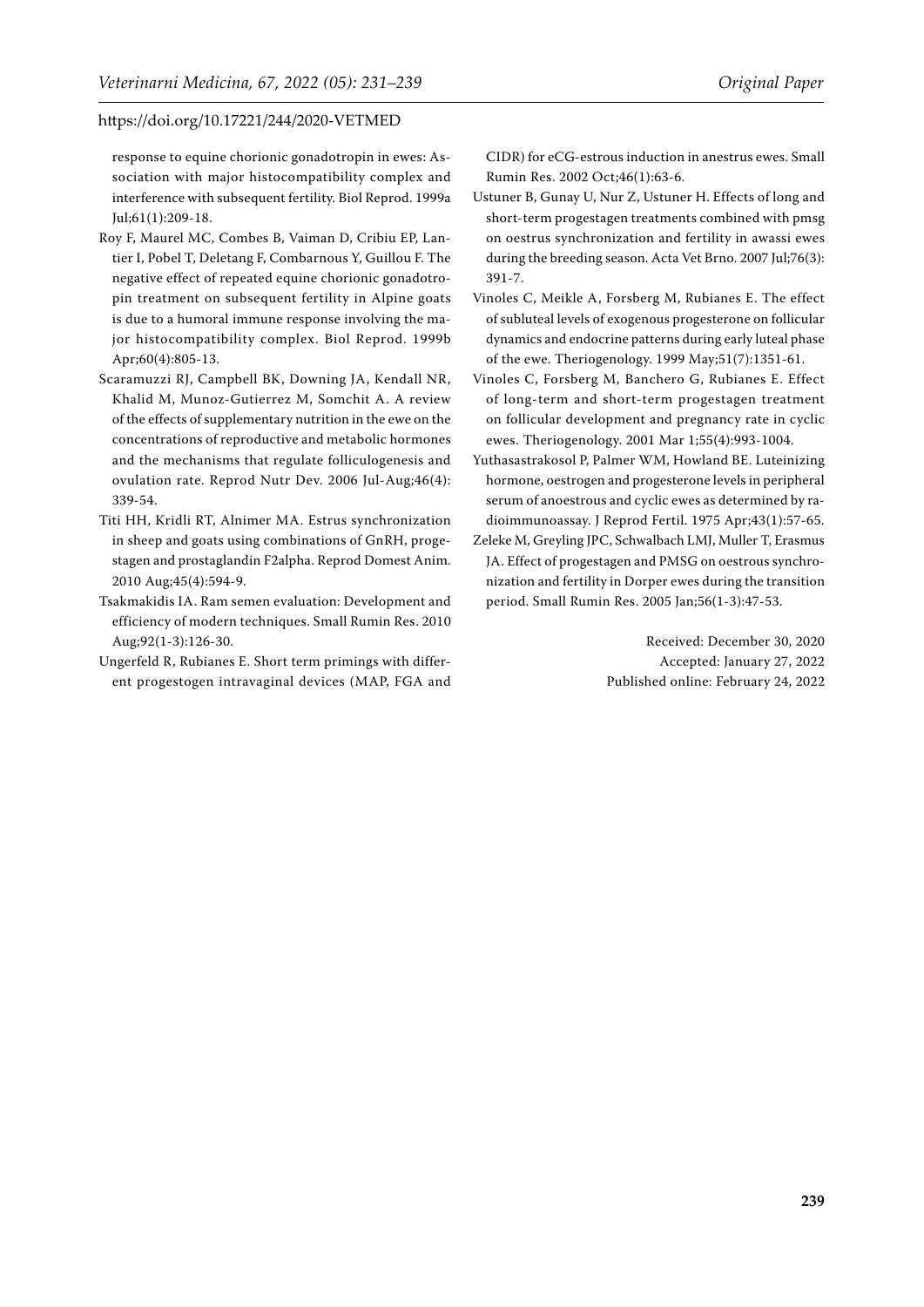response to equine chorionic gonadotropin in ewes: Association with major histocompatibility complex and interference with subsequent fertility. Biol Reprod. 1999a Jul;61(1):209-18.

Roy F, Maurel MC, Combes B, Vaiman D, Cribiu EP, Lantier I, Pobel T, Deletang F, Combarnous Y, Guillou F. The negative effect of repeated equine chorionic gonadotropin treatment on subsequent fertility in Alpine goats is due to a humoral immune response involving the major histocompatibility complex. Biol Reprod. 1999b Apr;60(4):805-13.

Scaramuzzi RJ, Campbell BK, Downing JA, Kendall NR, Khalid M, Munoz-Gutierrez M, Somchit A. A review of the effects of supplementary nutrition in the ewe on the concentrations of reproductive and metabolic hormones and the mechanisms that regulate folliculogenesis and ovulation rate. Reprod Nutr Dev. 2006 Jul-Aug;46(4): 339-54.

Titi HH, Kridli RT, Alnimer MA. Estrus synchronization in sheep and goats using combinations of GnRH, progestagen and prostaglandin F2alpha. Reprod Domest Anim. 2010 Aug;45(4):594-9.

Tsakmakidis IA. Ram semen evaluation: Development and efficiency of modern techniques. Small Rumin Res. 2010 Aug;92(1-3):126-30.

Ungerfeld R, Rubianes E. Short term primings with different progestogen intravaginal devices (MAP, FGA and CIDR) for eCG-estrous induction in anestrus ewes. Small Rumin Res. 2002 Oct;46(1):63-6.

Ustuner B, Gunay U, Nur Z, Ustuner H. Effects of long and short-term progestagen treatments combined with pmsg on oestrus synchronization and fertility in awassi ewes during the breeding season. Acta Vet Brno. 2007 Jul;76(3): 391-7.

Vinoles C, Meikle A, Forsberg M, Rubianes E. The effect of subluteal levels of exogenous progesterone on follicular dynamics and endocrine patterns during early luteal phase of the ewe. Theriogenology. 1999 May;51(7):1351-61.

Vinoles C, Forsberg M, Banchero G, Rubianes E. Effect of long-term and short-term progestagen treatment on follicular development and pregnancy rate in cyclic ewes. Theriogenology. 2001 Mar 1;55(4):993-1004.

Yuthasastrakosol P, Palmer WM, Howland BE. Luteinizing hormone, oestrogen and progesterone levels in peripheral serum of anoestrous and cyclic ewes as determined by radioimmunoassay. J Reprod Fertil. 1975 Apr;43(1):57-65.

Zeleke M, Greyling JPC, Schwalbach LMJ, Muller T, Erasmus JA. Effect of progestagen and PMSG on oestrous synchronization and fertility in Dorper ewes during the transition period. Small Rumin Res. 2005 Jan;56(1-3):47-53.

Received: December 30, 2020
Accepted: January 27, 2022
Published online: February 24, 2022